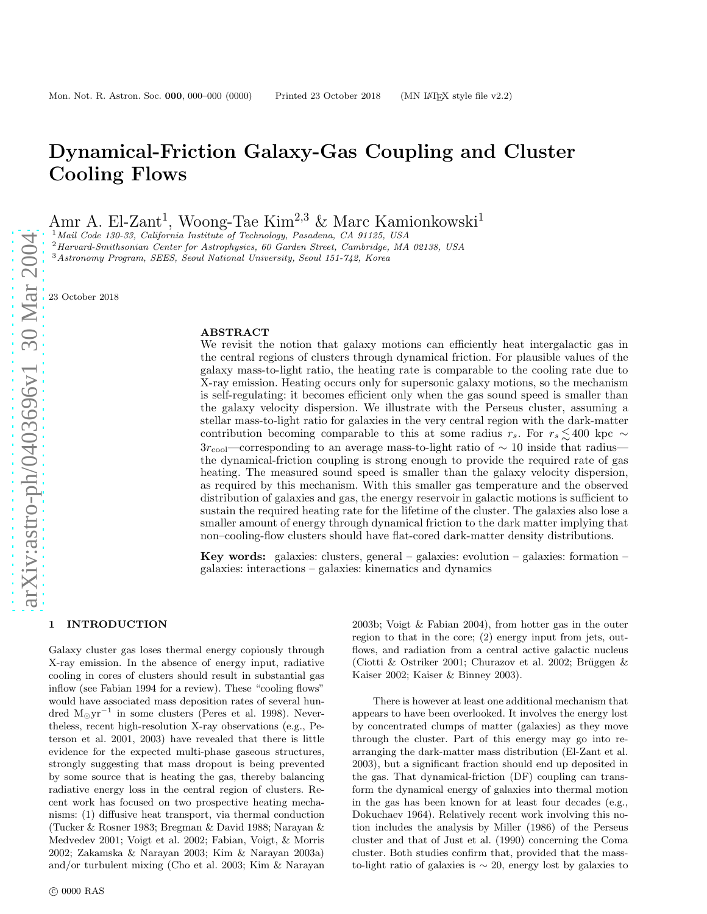# Dynamical-Friction Galaxy-Gas Coupling and Cluster Cooling Flows

Amr A. El-Zant[1], Woong-Tae Kim[2,3] & Marc Kamionkowski[1]

[1] *Mail Code 130-33, California Institute of Technology, Pasadena, CA 91125, USA*
[2] *Harvard-Smithsonian Center for Astrophysics, 60 Garden Street, Cambridge, MA 02138, USA*
[3] *Astronomy Program, SEES, Seoul National University, Seoul 151-742, Korea*

23 October 2018

## ABSTRACT

We revisit the notion that galaxy motions can efficiently heat intergalactic gas in the central regions of clusters through dynamical friction. For plausible values of the galaxy mass-to-light ratio, the heating rate is comparable to the cooling rate due to X-ray emission. Heating occurs only for supersonic galaxy motions, so the mechanism is self-regulating: it becomes efficient only when the gas sound speed is smaller than the galaxy velocity dispersion. We illustrate with the Perseus cluster, assuming a stellar mass-to-light ratio for galaxies in the very central region with the dark-matter contribution becoming comparable to this at some radius $r_s$. For $r_s \lesssim 400$ kpc $\sim 3r_{\rm cool}$—corresponding to an average mass-to-light ratio of $\sim 10$ inside that radius—the dynamical-friction coupling is strong enough to provide the required rate of gas heating. The measured sound speed is smaller than the galaxy velocity dispersion, as required by this mechanism. With this smaller gas temperature and the observed distribution of galaxies and gas, the energy reservoir in galactic motions is sufficient to sustain the required heating rate for the lifetime of the cluster. The galaxies also lose a smaller amount of energy through dynamical friction to the dark matter implying that non–cooling-flow clusters should have flat-cored dark-matter density distributions.

**Key words:** galaxies: clusters, general – galaxies: evolution – galaxies: formation – galaxies: interactions – galaxies: kinematics and dynamics

## 1 INTRODUCTION

Galaxy cluster gas loses thermal energy copiously through X-ray emission. In the absence of energy input, radiative cooling in cores of clusters should result in substantial gas inflow (see Fabian 1994 for a review). These "cooling flows" would have associated mass deposition rates of several hundred $M_\odot \rm yr^{-1}$ in some clusters (Peres et al. 1998). Nevertheless, recent high-resolution X-ray observations (e.g., Peterson et al. 2001, 2003) have revealed that there is little evidence for the expected multi-phase gaseous structures, strongly suggesting that mass dropout is being prevented by some source that is heating the gas, thereby balancing radiative energy loss in the central region of clusters. Recent work has focused on two prospective heating mechanisms: (1) diffusive heat transport, via thermal conduction (Tucker & Rosner 1983; Bregman & David 1988; Narayan & Medvedev 2001; Voigt et al. 2002; Fabian, Voigt, & Morris 2002; Zakamska & Narayan 2003; Kim & Narayan 2003a) and/or turbulent mixing (Cho et al. 2003; Kim & Narayan 2003b; Voigt & Fabian 2004), from hotter gas in the outer region to that in the core; (2) energy input from jets, outflows, and radiation from a central active galactic nucleus (Ciotti & Ostriker 2001; Churazov et al. 2002; Brüggen & Kaiser 2002; Kaiser & Binney 2003).

There is however at least one additional mechanism that appears to have been overlooked. It involves the energy lost by concentrated clumps of matter (galaxies) as they move through the cluster. Part of this energy may go into rearranging the dark-matter mass distribution (El-Zant et al. 2003), but a significant fraction should end up deposited in the gas. That dynamical-friction (DF) coupling can transform the dynamical energy of galaxies into thermal motion in the gas has been known for at least four decades (e.g., Dokuchaev 1964). Relatively recent work involving this notion includes the analysis by Miller (1986) of the Perseus cluster and that of Just et al. (1990) concerning the Coma cluster. Both studies confirm that, provided that the mass-to-light ratio of galaxies is $\sim 20$, energy lost by galaxies to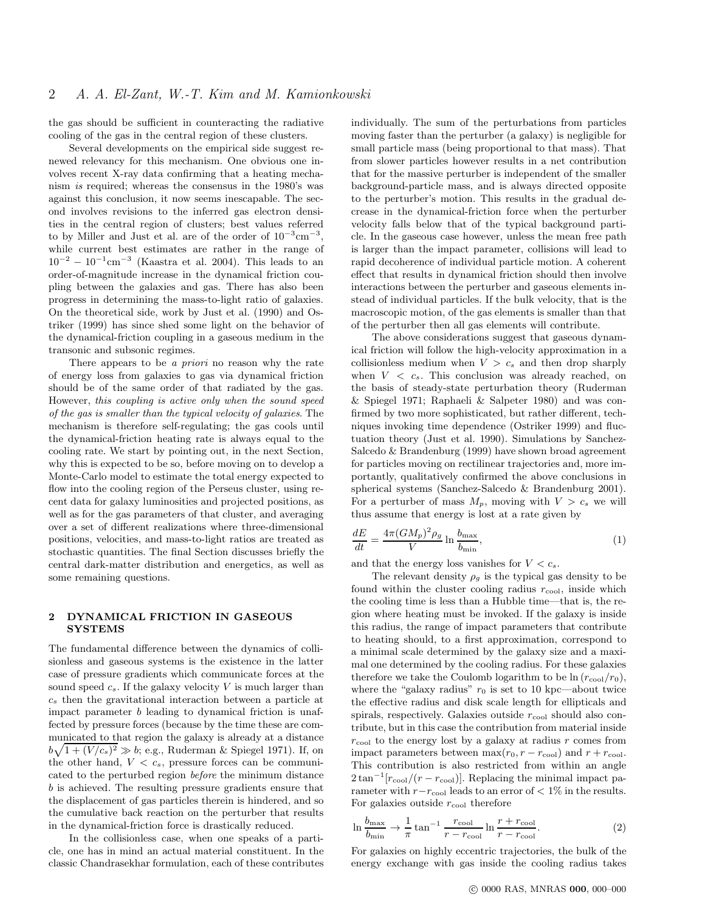the gas should be sufficient in counteracting the radiative cooling of the gas in the central region of these clusters.

Several developments on the empirical side suggest renewed relevancy for this mechanism. One obvious one involves recent X-ray data confirming that a heating mechanism *is* required; whereas the consensus in the 1980's was against this conclusion, it now seems inescapable. The second involves revisions to the inferred gas electron densities in the central region of clusters; best values referred to by Miller and Just et al. are of the order of $10^{-3}\mathrm{cm}^{-3}$, while current best estimates are rather in the range of $10^{-2} - 10^{-1}\mathrm{cm}^{-3}$ (Kaastra et al. 2004). This leads to an order-of-magnitude increase in the dynamical friction coupling between the galaxies and gas. There has also been progress in determining the mass-to-light ratio of galaxies. On the theoretical side, work by Just et al. (1990) and Ostriker (1999) has since shed some light on the behavior of the dynamical-friction coupling in a gaseous medium in the transonic and subsonic regimes.

There appears to be *a priori* no reason why the rate of energy loss from galaxies to gas via dynamical friction should be of the same order of that radiated by the gas. However, *this coupling is active only when the sound speed of the gas is smaller than the typical velocity of galaxies*. The mechanism is therefore self-regulating; the gas cools until the dynamical-friction heating rate is always equal to the cooling rate. We start by pointing out, in the next Section, why this is expected to be so, before moving on to develop a Monte-Carlo model to estimate the total energy expected to flow into the cooling region of the Perseus cluster, using recent data for galaxy luminosities and projected positions, as well as for the gas parameters of that cluster, and averaging over a set of different realizations where three-dimensional positions, velocities, and mass-to-light ratios are treated as stochastic quantities. The final Section discusses briefly the central dark-matter distribution and energetics, as well as some remaining questions.

## 2 DYNAMICAL FRICTION IN GASEOUS SYSTEMS

The fundamental difference between the dynamics of collisionless and gaseous systems is the existence in the latter case of pressure gradients which communicate forces at the sound speed $c_s$. If the galaxy velocity $V$ is much larger than $c_s$ then the gravitational interaction between a particle at impact parameter $b$ leading to dynamical friction is unaffected by pressure forces (because by the time these are communicated to that region the galaxy is already at a distance $b\sqrt{1+(V/c_s)^2} \gg b$; e.g., Ruderman & Spiegel 1971). If, on the other hand, $V < c_s$, pressure forces can be communicated to the perturbed region *before* the minimum distance $b$ is achieved. The resulting pressure gradients ensure that the displacement of gas particles therein is hindered, and so the cumulative back reaction on the perturber that results in the dynamical-friction force is drastically reduced.

In the collisionless case, when one speaks of a particle, one has in mind an actual material constituent. In the classic Chandrasekhar formulation, each of these contributes individually. The sum of the perturbations from particles moving faster than the perturber (a galaxy) is negligible for small particle mass (being proportional to that mass). That from slower particles however results in a net contribution that for the massive perturber is independent of the smaller background-particle mass, and is always directed opposite to the perturber's motion. This results in the gradual decrease in the dynamical-friction force when the perturber velocity falls below that of the typical background particle. In the gaseous case however, unless the mean free path is larger than the impact parameter, collisions will lead to rapid decoherence of individual particle motion. A coherent effect that results in dynamical friction should then involve interactions between the perturber and gaseous elements instead of individual particles. If the bulk velocity, that is the macroscopic motion, of the gas elements is smaller than that of the perturber then all gas elements will contribute.

The above considerations suggest that gaseous dynamical friction will follow the high-velocity approximation in a collisionless medium when $V > c_s$ and then drop sharply when $V < c_s$. This conclusion was already reached, on the basis of steady-state perturbation theory (Ruderman & Spiegel 1971; Raphaeli & Salpeter 1980) and was confirmed by two more sophisticated, but rather different, techniques invoking time dependence (Ostriker 1999) and fluctuation theory (Just et al. 1990). Simulations by Sanchez-Salcedo & Brandenburg (1999) have shown broad agreement for particles moving on rectilinear trajectories and, more importantly, qualitatively confirmed the above conclusions in spherical systems (Sanchez-Salcedo & Brandenburg 2001). For a perturber of mass $M_p$, moving with $V > c_s$ we will thus assume that energy is lost at a rate given by

$$\frac{dE}{dt} = \frac{4\pi (G M_p)^2 \rho_g}{V} \ln \frac{b_{\max}}{b_{\min}}, \tag{1}$$

and that the energy loss vanishes for $V < c_s$.

The relevant density $\rho_g$ is the typical gas density to be found within the cluster cooling radius $r_{\rm cool}$, inside which the cooling time is less than a Hubble time—that is, the region where heating must be invoked. If the galaxy is inside this radius, the range of impact parameters that contribute to heating should, to a first approximation, correspond to a minimal scale determined by the galaxy size and a maximal one determined by the cooling radius. For these galaxies therefore we take the Coulomb logarithm to be $\ln(r_{\rm cool}/r_0)$, where the "galaxy radius" $r_0$ is set to 10 kpc—about twice the effective radius and disk scale length for ellipticals and spirals, respectively. Galaxies outside $r_{\rm cool}$ should also contribute, but in this case the contribution from material inside $r_{\rm cool}$ to the energy lost by a galaxy at radius $r$ comes from impact parameters between $\max(r_0, r - r_{\rm cool})$ and $r + r_{\rm cool}$. This contribution is also restricted from within an angle $2\tan^{-1}[r_{\rm cool}/(r - r_{\rm cool})]$. Replacing the minimal impact parameter with $r - r_{\rm cool}$ leads to an error of $< 1\%$ in the results. For galaxies outside $r_{\rm cool}$ therefore

$$\ln \frac{b_{\max}}{b_{\min}} \rightarrow \frac{1}{\pi} \tan^{-1} \frac{r_{\rm cool}}{r - r_{\rm cool}} \ln \frac{r + r_{\rm cool}}{r - r_{\rm cool}}. \tag{2}$$

For galaxies on highly eccentric trajectories, the bulk of the energy exchange with gas inside the cooling radius takes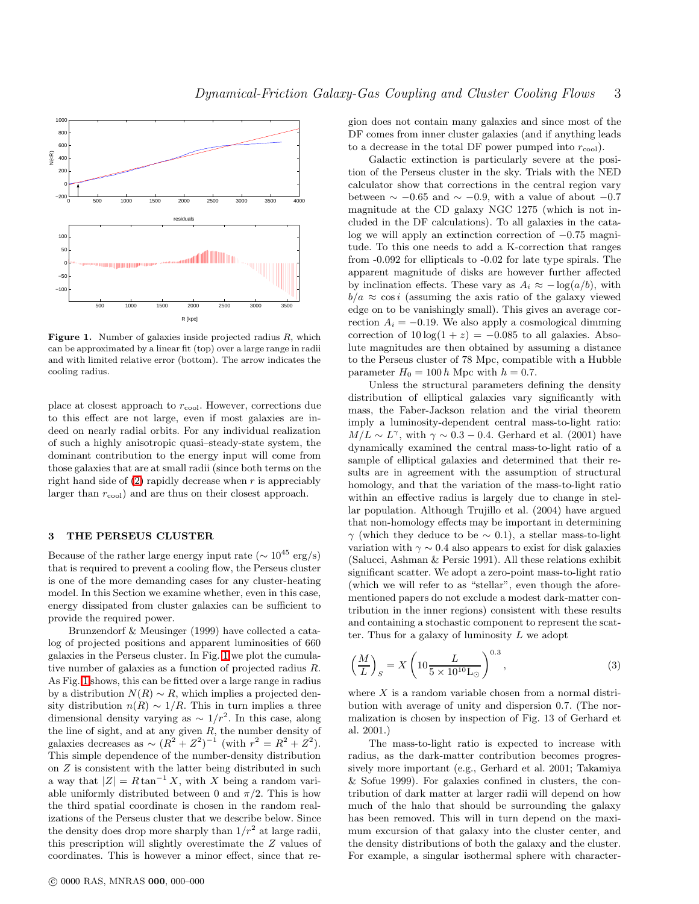**Figure 1.** Number of galaxies inside projected radius $R$, which can be approximated by a linear fit (top) over a large range in radii and with limited relative error (bottom). The arrow indicates the cooling radius.

place at closest approach to $r_{\rm cool}$. However, corrections due to this effect are not large, even if most galaxies are indeed on nearly radial orbits. For any individual realization of such a highly anisotropic quasi–steady-state system, the dominant contribution to the energy input will come from those galaxies that are at small radii (since both terms on the right hand side of (2) rapidly decrease when $r$ is appreciably larger than $r_{\rm cool}$) and are thus on their closest approach.

## 3 THE PERSEUS CLUSTER

Because of the rather large energy input rate ($\sim 10^{45}$ erg/s) that is required to prevent a cooling flow, the Perseus cluster is one of the more demanding cases for any cluster-heating model. In this Section we examine whether, even in this case, energy dissipated from cluster galaxies can be sufficient to provide the required power.

Brunzendorf & Meusinger (1999) have collected a catalog of projected positions and apparent luminosities of 660 galaxies in the Perseus cluster. In Fig. 1 we plot the cumulative number of galaxies as a function of projected radius $R$. As Fig. 1 shows, this can be fitted over a large range in radius by a distribution $N(R) \sim R$, which implies a projected density distribution $n(R) \sim 1/R$. This in turn implies a three dimensional density varying as $\sim 1/r^2$. In this case, along the line of sight, and at any given $R$, the number density of galaxies decreases as $\sim (R^2+Z^2)^{-1}$ (with $r^2 = R^2 + Z^2$). This simple dependence of the number-density distribution on $Z$ is consistent with the latter being distributed in such a way that $|Z| = R \tan^{-1} X$, with $X$ being a random variable uniformly distributed between 0 and $\pi/2$. This is how the third spatial coordinate is chosen in the random realizations of the Perseus cluster that we describe below. Since the density does drop more sharply than $1/r^2$ at large radii, this prescription will slightly overestimate the $Z$ values of coordinates. This is however a minor effect, since that region does not contain many galaxies and since most of the DF comes from inner cluster galaxies (and if anything leads to a decrease in the total DF power pumped into $r_{\rm cool}$).

Galactic extinction is particularly severe at the position of the Perseus cluster in the sky. Trials with the NED calculator show that corrections in the central region vary between $\sim -0.65$ and $\sim -0.9$, with a value of about $-0.7$ magnitude at the CD galaxy NGC 1275 (which is not included in the DF calculations). To all galaxies in the catalog we will apply an extinction correction of $-0.75$ magnitude. To this one needs to add a K-correction that ranges from -0.092 for ellipticals to -0.02 for late type spirals. The apparent magnitude of disks are however further affected by inclination effects. These vary as $A_i \approx -\log(a/b)$, with $b/a \approx \cos i$ (assuming the axis ratio of the galaxy viewed edge on to be vanishingly small). This gives an average correction $A_i = -0.19$. We also apply a cosmological dimming correction of $10\log(1+z) = -0.085$ to all galaxies. Absolute magnitudes are then obtained by assuming a distance to the Perseus cluster of 78 Mpc, compatible with a Hubble parameter $H_0 = 100\,h$ Mpc with $h = 0.7$.

Unless the structural parameters defining the density distribution of elliptical galaxies vary significantly with mass, the Faber-Jackson relation and the virial theorem imply a luminosity-dependent central mass-to-light ratio: $M/L \sim L^{\gamma}$, with $\gamma \sim 0.3-0.4$. Gerhard et al. (2001) have dynamically examined the central mass-to-light ratio of a sample of elliptical galaxies and determined that their results are in agreement with the assumption of structural homology, and that the variation of the mass-to-light ratio within an effective radius is largely due to change in stellar population. Although Trujillo et al. (2004) have argued that non-homology effects may be important in determining $\gamma$ (which they deduce to be $\sim 0.1$), a stellar mass-to-light variation with $\gamma \sim 0.4$ also appears to exist for disk galaxies (Salucci, Ashman & Persic 1991). All these relations exhibit significant scatter. We adopt a zero-point mass-to-light ratio (which we will refer to as "stellar", even though the aforementioned papers do not exclude a modest dark-matter contribution in the inner regions) consistent with these results and containing a stochastic component to represent the scatter. Thus for a galaxy of luminosity $L$ we adopt

$$\left(\frac{M}{L}\right)_S = X\left(10\frac{L}{5\times10^{10}\mathrm{L}_\odot}\right)^{0.3}, \qquad (3)$$

where $X$ is a random variable chosen from a normal distribution with average of unity and dispersion 0.7. (The normalization is chosen by inspection of Fig. 13 of Gerhard et al. 2001.)

The mass-to-light ratio is expected to increase with radius, as the dark-matter contribution becomes progressively more important (e.g., Gerhard et al. 2001; Takamiya & Sofue 1999). For galaxies confined in clusters, the contribution of dark matter at larger radii will depend on how much of the halo that should be surrounding the galaxy has been removed. This will in turn depend on the maximum excursion of that galaxy into the cluster center, and the density distributions of both the galaxy and the cluster. For example, a singular isothermal sphere with character-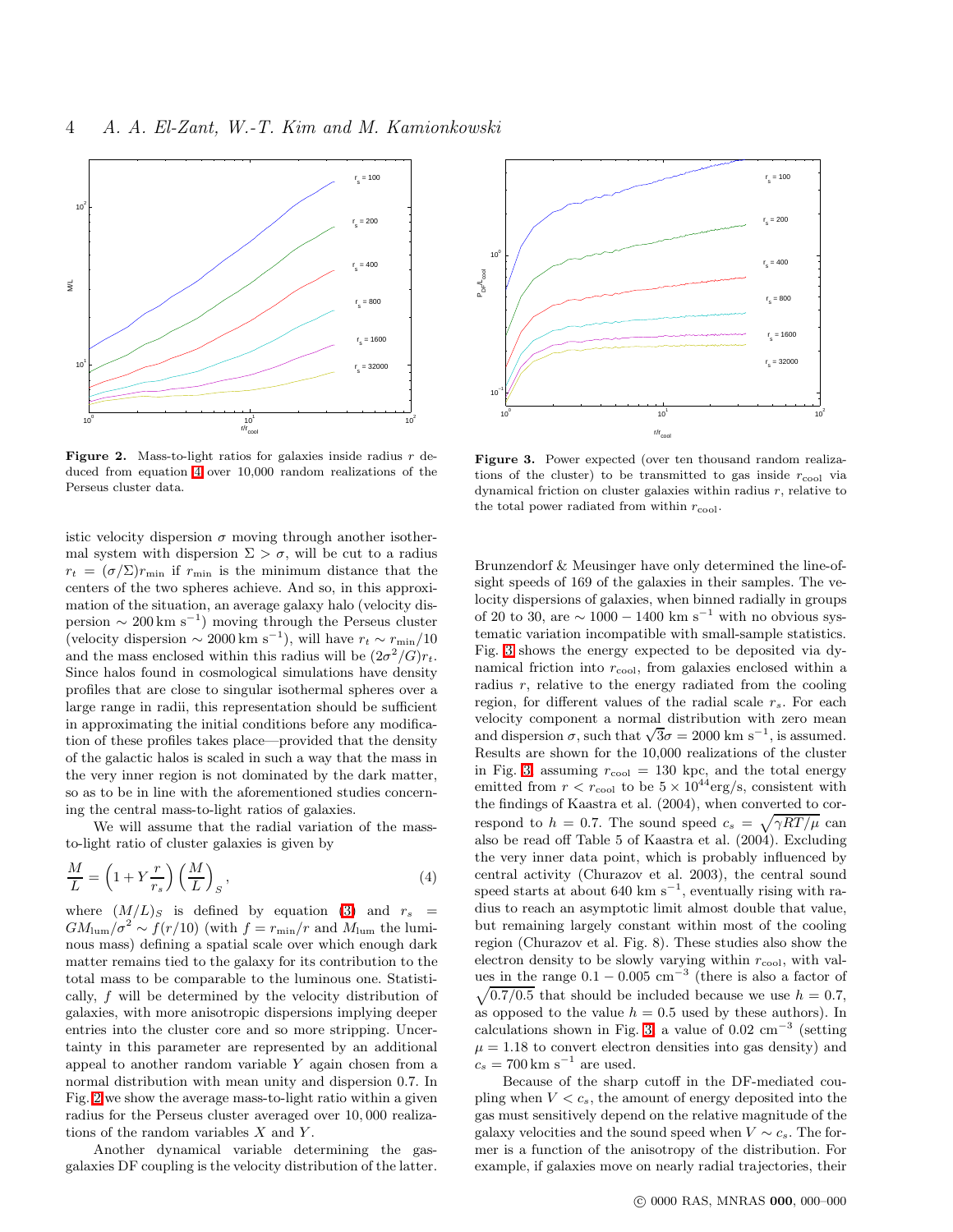**Figure 2.** Mass-to-light ratios for galaxies inside radius $r$ deduced from equation 4 over 10,000 random realizations of the Perseus cluster data.

**Figure 3.** Power expected (over ten thousand random realizations of the cluster) to be transmitted to gas inside $r_{\rm cool}$ via dynamical friction on cluster galaxies within radius $r$, relative to the total power radiated from within $r_{\rm cool}$.

istic velocity dispersion $\sigma$ moving through another isothermal system with dispersion $\Sigma > \sigma$, will be cut to a radius $r_t = (\sigma/\Sigma) r_{\rm min}$ if $r_{\rm min}$ is the minimum distance that the centers of the two spheres achieve. And so, in this approximation of the situation, an average galaxy halo (velocity dispersion $\sim 200\,{\rm km\ s}^{-1}$) moving through the Perseus cluster (velocity dispersion $\sim 2000\,{\rm km\ s}^{-1}$), will have $r_t \sim r_{\rm min}/10$ and the mass enclosed within this radius will be $(2\sigma^2/G) r_t$. Since halos found in cosmological simulations have density profiles that are close to singular isothermal spheres over a large range in radii, this representation should be sufficient in approximating the initial conditions before any modification of these profiles takes place—provided that the density of the galactic halos is scaled in such a way that the mass in the very inner region is not dominated by the dark matter, so as to be in line with the aforementioned studies concerning the central mass-to-light ratios of galaxies.

We will assume that the radial variation of the mass-to-light ratio of cluster galaxies is given by

$$\frac{M}{L} = \left(1 + Y \frac{r}{r_s}\right) \left(\frac{M}{L}\right)_S, \tag{4}$$

where $(M/L)_S$ is defined by equation (3) and $r_s = G M_{\rm lum}/\sigma^2 \sim f(r/10)$ (with $f = r_{\rm min}/r$ and $M_{\rm lum}$ the luminous mass) defining a spatial scale over which enough dark matter remains tied to the galaxy for its contribution to the total mass to be comparable to the luminous one. Statistically, $f$ will be determined by the velocity distribution of galaxies, with more anisotropic dispersions implying deeper entries into the cluster core and so more stripping. Uncertainty in this parameter are represented by an additional appeal to another random variable $Y$ again chosen from a normal distribution with mean unity and dispersion 0.7. In Fig. 2 we show the average mass-to-light ratio within a given radius for the Perseus cluster averaged over 10,000 realizations of the random variables $X$ and $Y$.

Another dynamical variable determining the gas-galaxies DF coupling is the velocity distribution of the latter. Brunzendorf & Meusinger have only determined the line-of-sight speeds of 169 of the galaxies in their samples. The velocity dispersions of galaxies, when binned radially in groups of 20 to 30, are $\sim 1000 - 1400$ km s$^{-1}$ with no obvious systematic variation incompatible with small-sample statistics. Fig. 3 shows the energy expected to be deposited via dynamical friction into $r_{\rm cool}$, from galaxies enclosed within a radius $r$, relative to the energy radiated from the cooling region, for different values of the radial scale $r_s$. For each velocity component a normal distribution with zero mean and dispersion $\sigma$, such that $\sqrt{3}\sigma = 2000$ km s$^{-1}$, is assumed. Results are shown for the 10,000 realizations of the cluster in Fig. 3, assuming $r_{\rm cool} = 130$ kpc, and the total energy emitted from $r < r_{\rm cool}$ to be $5 \times 10^{44}$erg/s, consistent with the findings of Kaastra et al. (2004), when converted to correspond to $h = 0.7$. The sound speed $c_s = \sqrt{\gamma R T/\mu}$ can also be read off Table 5 of Kaastra et al. (2004). Excluding the very inner data point, which is probably influenced by central activity (Churazov et al. 2003), the central sound speed starts at about 640 km s$^{-1}$, eventually rising with radius to reach an asymptotic limit almost double that value, but remaining largely constant within most of the cooling region (Churazov et al. Fig. 8). These studies also show the electron density to be slowly varying within $r_{\rm cool}$, with values in the range $0.1 - 0.005$ cm$^{-3}$ (there is also a factor of $\sqrt{0.7/0.5}$ that should be included because we use $h = 0.7$, as opposed to the value $h = 0.5$ used by these authors). In calculations shown in Fig. 3, a value of 0.02 cm$^{-3}$ (setting $\mu = 1.18$ to convert electron densities into gas density) and $c_s = 700\,{\rm km\ s}^{-1}$ are used.

Because of the sharp cutoff in the DF-mediated coupling when $V < c_s$, the amount of energy deposited into the gas must sensitively depend on the relative magnitude of the galaxy velocities and the sound speed when $V \sim c_s$. The former is a function of the anisotropy of the distribution. For example, if galaxies move on nearly radial trajectories, their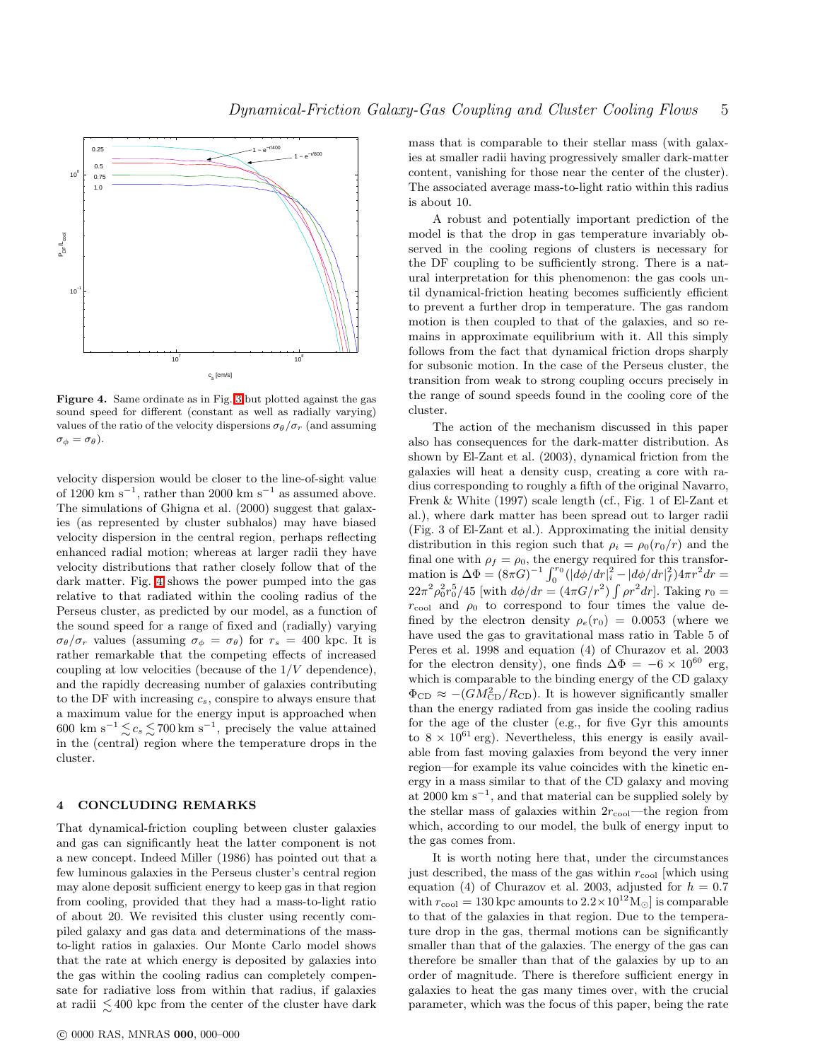**Figure 4.** Same ordinate as in Fig. 3 but plotted against the gas sound speed for different (constant as well as radially varying) values of the ratio of the velocity dispersions $\sigma_\theta/\sigma_r$ (and assuming $\sigma_\phi = \sigma_\theta$).

velocity dispersion would be closer to the line-of-sight value of 1200 km s$^{-1}$, rather than 2000 km s$^{-1}$ as assumed above. The simulations of Ghigna et al. (2000) suggest that galaxies (as represented by cluster subhalos) may have biased velocity dispersion in the central region, perhaps reflecting enhanced radial motion; whereas at larger radii they have velocity distributions that rather closely follow that of the dark matter. Fig. 4 shows the power pumped into the gas relative to that radiated within the cooling radius of the Perseus cluster, as predicted by our model, as a function of the sound speed for a range of fixed and (radially) varying $\sigma_\theta/\sigma_r$ values (assuming $\sigma_\phi = \sigma_\theta$) for $r_s = 400$ kpc. It is rather remarkable that the competing effects of increased coupling at low velocities (because of the $1/V$ dependence), and the rapidly decreasing number of galaxies contributing to the DF with increasing $c_s$, conspire to always ensure that a maximum value for the energy input is approached when 600 km s$^{-1} \lesssim c_s \lesssim 700$ km s$^{-1}$, precisely the value attained in the (central) region where the temperature drops in the cluster.

## 4 CONCLUDING REMARKS

That dynamical-friction coupling between cluster galaxies and gas can significantly heat the latter component is not a new concept. Indeed Miller (1986) has pointed out that a few luminous galaxies in the Perseus cluster's central region may alone deposit sufficient energy to keep gas in that region from cooling, provided that they had a mass-to-light ratio of about 20. We revisited this cluster using recently compiled galaxy and gas data and determinations of the mass-to-light ratios in galaxies. Our Monte Carlo model shows that the rate at which energy is deposited by galaxies into the gas within the cooling radius can completely compensate for radiative loss from within that radius, if galaxies at radii $\lesssim 400$ kpc from the center of the cluster have dark mass that is comparable to their stellar mass (with galaxies at smaller radii having progressively smaller dark-matter content, vanishing for those near the center of the cluster). The associated average mass-to-light ratio within this radius is about 10.

A robust and potentially important prediction of the model is that the drop in gas temperature invariably observed in the cooling regions of clusters is necessary for the DF coupling to be sufficiently strong. There is a natural interpretation for this phenomenon: the gas cools until dynamical-friction heating becomes sufficiently efficient to prevent a further drop in temperature. The gas random motion is then coupled to that of the galaxies, and so remains in approximate equilibrium with it. All this simply follows from the fact that dynamical friction drops sharply for subsonic motion. In the case of the Perseus cluster, the transition from weak to strong coupling occurs precisely in the range of sound speeds found in the cooling core of the cluster.

The action of the mechanism discussed in this paper also has consequences for the dark-matter distribution. As shown by El-Zant et al. (2003), dynamical friction from the galaxies will heat a density cusp, creating a core with radius corresponding to roughly a fifth of the original Navarro, Frenk & White (1997) scale length (cf., Fig. 1 of El-Zant et al.), where dark matter has been spread out to larger radii (Fig. 3 of El-Zant et al.). Approximating the initial density distribution in this region such that $\rho_i = \rho_0(r_0/r)$ and the final one with $\rho_f = \rho_0$, the energy required for this transformation is $\Delta\Phi = (8\pi G)^{-1}\int_0^{r_0}(|d\phi/dr|_i^2 - |d\phi/dr|_f^2)4\pi r^2 dr = 22\pi^2\rho_0^2 r_0^5/45$ [with $d\phi/dr = (4\pi G/r^2)\int \rho r^2 dr$]. Taking $r_0 = r_{\rm cool}$ and $\rho_0$ to correspond to four times the value defined by the electron density $\rho_e(r_0) = 0.0053$ (where we have used the gas to gravitational mass ratio in Table 5 of Peres et al. 1998 and equation (4) of Churazov et al. 2003 for the electron density), one finds $\Delta\Phi = -6 \times 10^{60}$ erg, which is comparable to the binding energy of the CD galaxy $\Phi_{\rm CD} \approx -(GM_{\rm CD}^2/R_{\rm CD})$. It is however significantly smaller than the energy radiated from gas inside the cooling radius for the age of the cluster (e.g., for five Gyr this amounts to $8 \times 10^{61}$ erg). Nevertheless, this energy is easily available from fast moving galaxies from beyond the very inner region—for example its value coincides with the kinetic energy in a mass similar to that of the CD galaxy and moving at 2000 km s$^{-1}$, and that material can be supplied solely by the stellar mass of galaxies within $2r_{\rm cool}$—the region from which, according to our model, the bulk of energy input to the gas comes from.

It is worth noting here that, under the circumstances just described, the mass of the gas within $r_{\rm cool}$ [which using equation (4) of Churazov et al. 2003, adjusted for $h = 0.7$ with $r_{\rm cool} = 130$ kpc amounts to $2.2 \times 10^{12} M_\odot$] is comparable to that of the galaxies in that region. Due to the temperature drop in the gas, thermal motions can be significantly smaller than that of the galaxies. The energy of the gas can therefore be smaller than that of the galaxies by up to an order of magnitude. There is therefore sufficient energy in galaxies to heat the gas many times over, with the crucial parameter, which was the focus of this paper, being the rate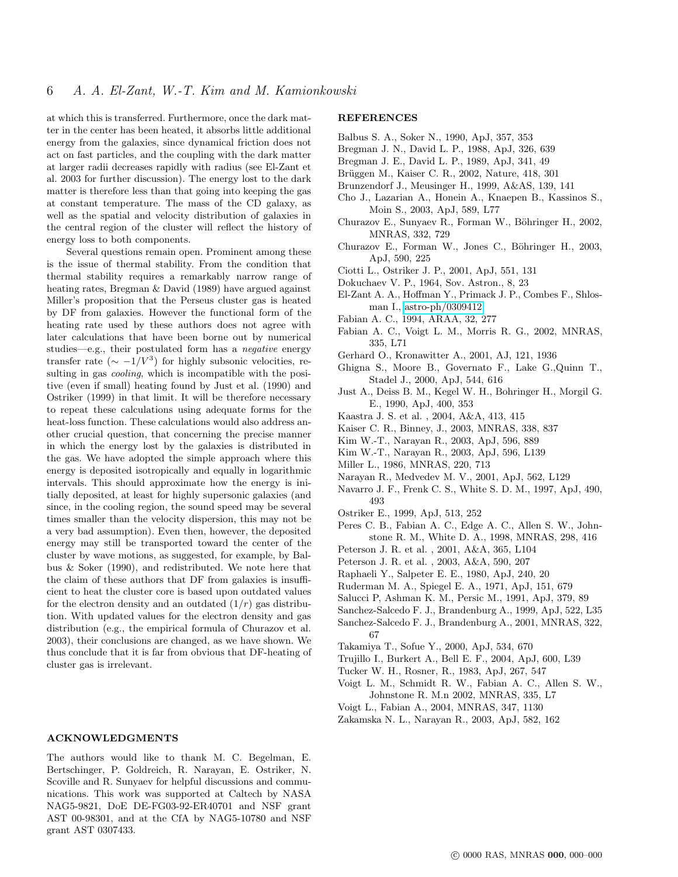at which this is transferred. Furthermore, once the dark matter in the center has been heated, it absorbs little additional energy from the galaxies, since dynamical friction does not act on fast particles, and the coupling with the dark matter at larger radii decreases rapidly with radius (see El-Zant et al. 2003 for further discussion). The energy lost to the dark matter is therefore less than that going into keeping the gas at constant temperature. The mass of the CD galaxy, as well as the spatial and velocity distribution of galaxies in the central region of the cluster will reflect the history of energy loss to both components.

Several questions remain open. Prominent among these is the issue of thermal stability. From the condition that thermal stability requires a remarkably narrow range of heating rates, Bregman & David (1989) have argued against Miller's proposition that the Perseus cluster gas is heated by DF from galaxies. However the functional form of the heating rate used by these authors does not agree with later calculations that have been borne out by numerical studies—e.g., their postulated form has a *negative* energy transfer rate ($\sim -1/V^3$) for highly subsonic velocities, resulting in gas *cooling*, which is incompatible with the positive (even if small) heating found by Just et al. (1990) and Ostriker (1999) in that limit. It will be therefore necessary to repeat these calculations using adequate forms for the heat-loss function. These calculations would also address another crucial question, that concerning the precise manner in which the energy lost by the galaxies is distributed in the gas. We have adopted the simple approach where this energy is deposited isotropically and equally in logarithmic intervals. This should approximate how the energy is initially deposited, at least for highly supersonic galaxies (and since, in the cooling region, the sound speed may be several times smaller than the velocity dispersion, this may not be a very bad assumption). Even then, however, the deposited energy may still be transported toward the center of the cluster by wave motions, as suggested, for example, by Balbus & Soker (1990), and redistributed. We note here that the claim of these authors that DF from galaxies is insufficient to heat the cluster core is based upon outdated values for the electron density and an outdated ($1/r$) gas distribution. With updated values for the electron density and gas distribution (e.g., the empirical formula of Churazov et al. 2003), their conclusions are changed, as we have shown. We thus conclude that it is far from obvious that DF-heating of cluster gas is irrelevant.

## ACKNOWLEDGMENTS

The authors would like to thank M. C. Begelman, E. Bertschinger, P. Goldreich, R. Narayan, E. Ostriker, N. Scoville and R. Sunyaev for helpful discussions and communications. This work was supported at Caltech by NASA NAG5-9821, DoE DE-FG03-92-ER40701 and NSF grant AST 00-98301, and at the CfA by NAG5-10780 and NSF grant AST 0307433.

## REFERENCES

Balbus S. A., Soker N., 1990, ApJ, 357, 353
Bregman J. N., David L. P., 1988, ApJ, 326, 639
Bregman J. E., David L. P., 1989, ApJ, 341, 49
Brüggen M., Kaiser C. R., 2002, Nature, 418, 301
Brunzendorf J., Meusinger H., 1999, A&AS, 139, 141
Cho J., Lazarian A., Honein A., Knaepen B., Kassinos S., Moin S., 2003, ApJ, 589, L77
Churazov E., Sunyaev R., Forman W., Böhringer H., 2002, MNRAS, 332, 729
Churazov E., Forman W., Jones C., Böhringer H., 2003, ApJ, 590, 225
Ciotti L., Ostriker J. P., 2001, ApJ, 551, 131
Dokuchaev V. P., 1964, Sov. Astron., 8, 23
El-Zant A. A., Hoffman Y., Primack J. P., Combes F., Shlosman I., astro-ph/0309412
Fabian A. C., 1994, ARAA, 32, 277
Fabian A. C., Voigt L. M., Morris R. G., 2002, MNRAS, 335, L71
Gerhard O., Kronawitter A., 2001, AJ, 121, 1936
Ghigna S., Moore B., Governato F., Lake G.,Quinn T., Stadel J., 2000, ApJ, 544, 616
Just A., Deiss B. M., Kegel W. H., Bohringer H., Morgil G. E., 1990, ApJ, 400, 353
Kaastra J. S. et al. , 2004, A&A, 413, 415
Kaiser C. R., Binney, J., 2003, MNRAS, 338, 837
Kim W.-T., Narayan R., 2003, ApJ, 596, 889
Kim W.-T., Narayan R., 2003, ApJ, 596, L139
Miller L., 1986, MNRAS, 220, 713
Narayan R., Medvedev M. V., 2001, ApJ, 562, L129
Navarro J. F., Frenk C. S., White S. D. M., 1997, ApJ, 490, 493
Ostriker E., 1999, ApJ, 513, 252
Peres C. B., Fabian A. C., Edge A. C., Allen S. W., Johnstone R. M., White D. A., 1998, MNRAS, 298, 416
Peterson J. R. et al. , 2001, A&A, 365, L104
Peterson J. R. et al. , 2003, A&A, 590, 207
Raphaeli Y., Salpeter E. E., 1980, ApJ, 240, 20
Ruderman M. A., Spiegel E. A., 1971, ApJ, 151, 679
Salucci P, Ashman K. M., Persic M., 1991, ApJ, 379, 89
Sanchez-Salcedo F. J., Brandenburg A., 1999, ApJ, 522, L35
Sanchez-Salcedo F. J., Brandenburg A., 2001, MNRAS, 322, 67
Takamiya T., Sofue Y., 2000, ApJ, 534, 670
Trujillo I., Burkert A., Bell E. F., 2004, ApJ, 600, L39
Tucker W. H., Rosner, R., 1983, ApJ, 267, 547
Voigt L. M., Schmidt R. W., Fabian A. C., Allen S. W., Johnstone R. M.n 2002, MNRAS, 335, L7
Voigt L., Fabian A., 2004, MNRAS, 347, 1130
Zakamska N. L., Narayan R., 2003, ApJ, 582, 162